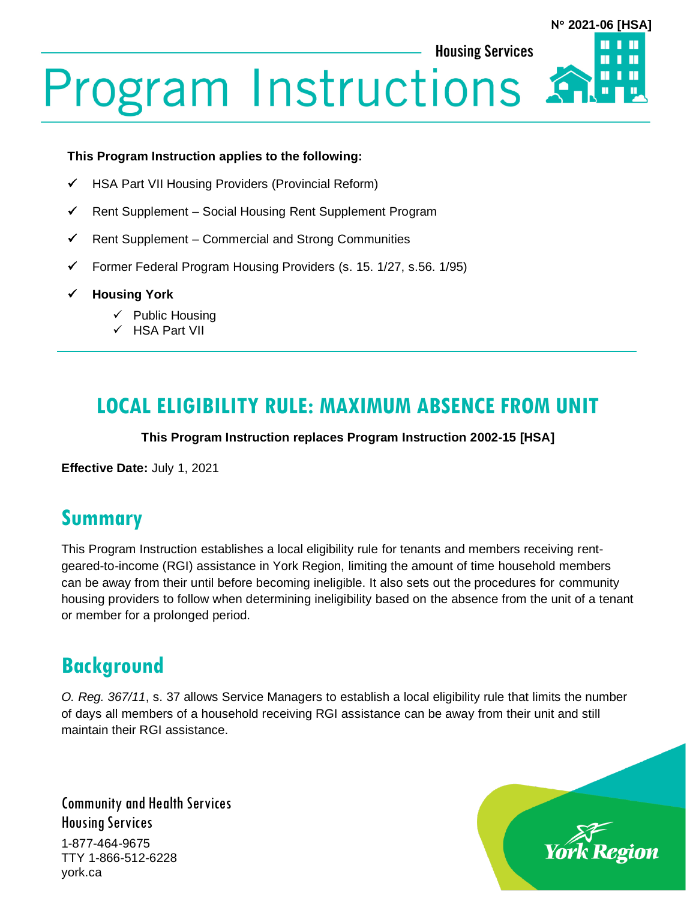N° 2021-06 [HSA]

Housing Services

# Program Instructions

**This Program Instruction applies to the following:**

- ✓ HSA Part VII Housing Providers (Provincial Reform)
- ✓ Rent Supplement – Social Housing Rent Supplement Program
- ✓ Rent Supplement – Commercial and Strong Communities
- ✓ Former Federal Program Housing Providers (s. 15. 1/27, s.56. 1/95)
- ✓ **Housing York**
  - ✓ Public Housing
  - ✓ HSA Part VII

## LOCAL ELIGIBILITY RULE: MAXIMUM ABSENCE FROM UNIT

**This Program Instruction replaces Program Instruction 2002-15 [HSA]**

**Effective Date:** July 1, 2021

## Summary

This Program Instruction establishes a local eligibility rule for tenants and members receiving rent-geared-to-income (RGI) assistance in York Region, limiting the amount of time household members can be away from their until before becoming ineligible. It also sets out the procedures for community housing providers to follow when determining ineligibility based on the absence from the unit of a tenant or member for a prolonged period.

## Background

*O. Reg. 367/11*, s. 37 allows Service Managers to establish a local eligibility rule that limits the number of days all members of a household receiving RGI assistance can be away from their unit and still maintain their RGI assistance.

Community and Health Services
Housing Services
1-877-464-9675
TTY 1-866-512-6228
york.ca

York Region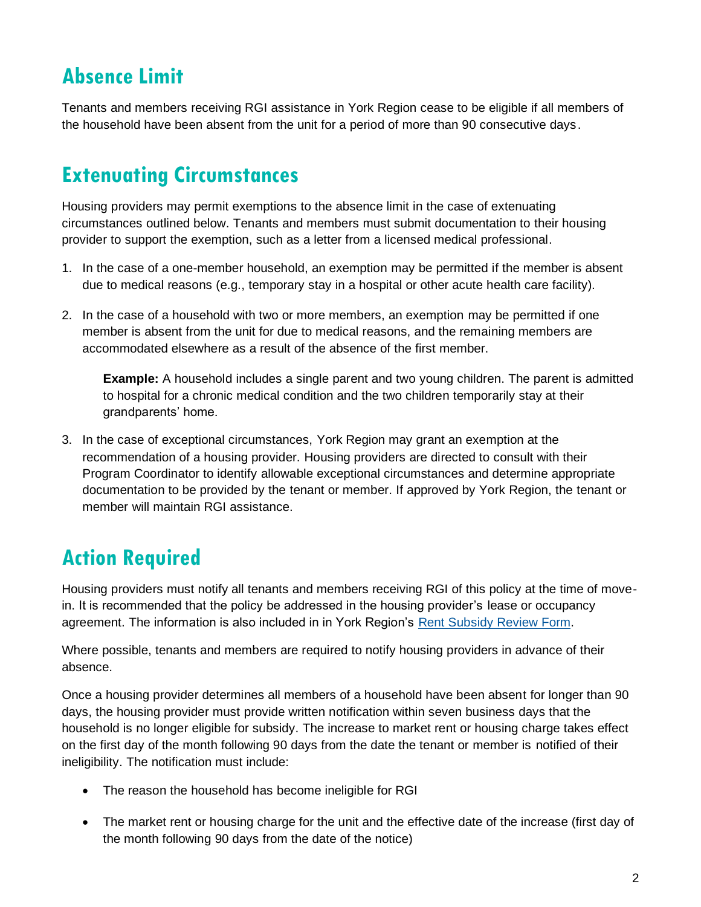## Absence Limit

Tenants and members receiving RGI assistance in York Region cease to be eligible if all members of the household have been absent from the unit for a period of more than 90 consecutive days.

## Extenuating Circumstances

Housing providers may permit exemptions to the absence limit in the case of extenuating circumstances outlined below. Tenants and members must submit documentation to their housing provider to support the exemption, such as a letter from a licensed medical professional.

1. In the case of a one-member household, an exemption may be permitted if the member is absent due to medical reasons (e.g., temporary stay in a hospital or other acute health care facility).

2. In the case of a household with two or more members, an exemption may be permitted if one member is absent from the unit for due to medical reasons, and the remaining members are accommodated elsewhere as a result of the absence of the first member.

   **Example:** A household includes a single parent and two young children. The parent is admitted to hospital for a chronic medical condition and the two children temporarily stay at their grandparents' home.

3. In the case of exceptional circumstances, York Region may grant an exemption at the recommendation of a housing provider. Housing providers are directed to consult with their Program Coordinator to identify allowable exceptional circumstances and determine appropriate documentation to be provided by the tenant or member. If approved by York Region, the tenant or member will maintain RGI assistance.

## Action Required

Housing providers must notify all tenants and members receiving RGI of this policy at the time of move-in. It is recommended that the policy be addressed in the housing provider's lease or occupancy agreement. The information is also included in in York Region's Rent Subsidy Review Form.

Where possible, tenants and members are required to notify housing providers in advance of their absence.

Once a housing provider determines all members of a household have been absent for longer than 90 days, the housing provider must provide written notification within seven business days that the household is no longer eligible for subsidy. The increase to market rent or housing charge takes effect on the first day of the month following 90 days from the date the tenant or member is notified of their ineligibility. The notification must include:

- The reason the household has become ineligible for RGI
- The market rent or housing charge for the unit and the effective date of the increase (first day of the month following 90 days from the date of the notice)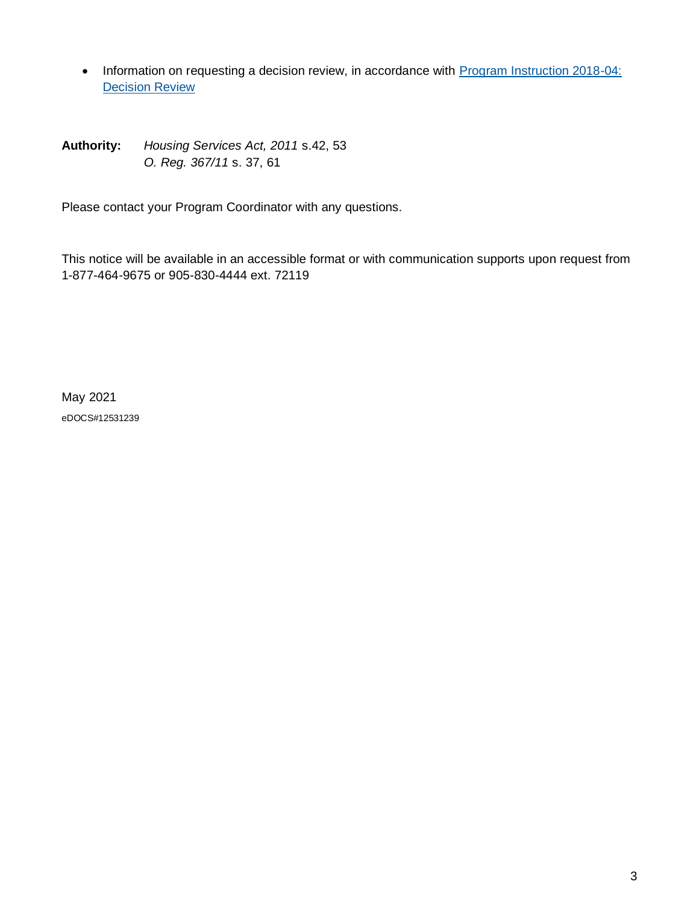- Information on requesting a decision review, in accordance with [Program Instruction 2018-04: Decision Review]

**Authority:** *Housing Services Act, 2011* s.42, 53
*O. Reg. 367/11* s. 37, 61

Please contact your Program Coordinator with any questions.

This notice will be available in an accessible format or with communication supports upon request from 1-877-464-9675 or 905-830-4444 ext. 72119

May 2021

eDOCS#12531239